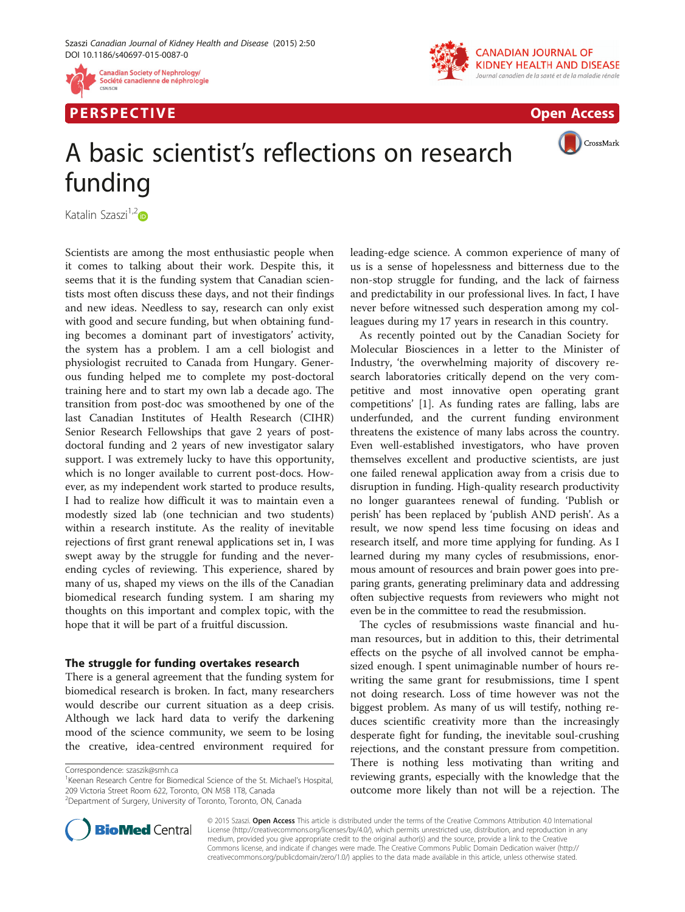PERSPECTIVE

Open Access

# A basic scientist's reflections on research funding

Katalin Szaszi[1,2]

Scientists are among the most enthusiastic people when it comes to talking about their work. Despite this, it seems that it is the funding system that Canadian scientists most often discuss these days, and not their findings and new ideas. Needless to say, research can only exist with good and secure funding, but when obtaining funding becomes a dominant part of investigators' activity, the system has a problem. I am a cell biologist and physiologist recruited to Canada from Hungary. Generous funding helped me to complete my post-doctoral training here and to start my own lab a decade ago. The transition from post-doc was smoothened by one of the last Canadian Institutes of Health Research (CIHR) Senior Research Fellowships that gave 2 years of post-doctoral funding and 2 years of new investigator salary support. I was extremely lucky to have this opportunity, which is no longer available to current post-docs. However, as my independent work started to produce results, I had to realize how difficult it was to maintain even a modestly sized lab (one technician and two students) within a research institute. As the reality of inevitable rejections of first grant renewal applications set in, I was swept away by the struggle for funding and the never-ending cycles of reviewing. This experience, shared by many of us, shaped my views on the ills of the Canadian biomedical research funding system. I am sharing my thoughts on this important and complex topic, with the hope that it will be part of a fruitful discussion.

## The struggle for funding overtakes research

There is a general agreement that the funding system for biomedical research is broken. In fact, many researchers would describe our current situation as a deep crisis. Although we lack hard data to verify the darkening mood of the science community, we seem to be losing the creative, idea-centred environment required for leading-edge science. A common experience of many of us is a sense of hopelessness and bitterness due to the non-stop struggle for funding, and the lack of fairness and predictability in our professional lives. In fact, I have never before witnessed such desperation among my colleagues during my 17 years in research in this country.

As recently pointed out by the Canadian Society for Molecular Biosciences in a letter to the Minister of Industry, 'the overwhelming majority of discovery research laboratories critically depend on the very competitive and most innovative open operating grant competitions' [1]. As funding rates are falling, labs are underfunded, and the current funding environment threatens the existence of many labs across the country. Even well-established investigators, who have proven themselves excellent and productive scientists, are just one failed renewal application away from a crisis due to disruption in funding. High-quality research productivity no longer guarantees renewal of funding. 'Publish or perish' has been replaced by 'publish AND perish'. As a result, we now spend less time focusing on ideas and research itself, and more time applying for funding. As I learned during my many cycles of resubmissions, enormous amount of resources and brain power goes into preparing grants, generating preliminary data and addressing often subjective requests from reviewers who might not even be in the committee to read the resubmission.

The cycles of resubmissions waste financial and human resources, but in addition to this, their detrimental effects on the psyche of all involved cannot be emphasized enough. I spent unimaginable number of hours rewriting the same grant for resubmissions, time I spent not doing research. Loss of time however was not the biggest problem. As many of us will testify, nothing reduces scientific creativity more than the increasingly desperate fight for funding, the inevitable soul-crushing rejections, and the constant pressure from competition. There is nothing less motivating than writing and reviewing grants, especially with the knowledge that the outcome more likely than not will be a rejection. The

Correspondence: szaszik@smh.ca

[1]Keenan Research Centre for Biomedical Science of the St. Michael's Hospital, 209 Victoria Street Room 622, Toronto, ON M5B 1T8, Canada

[2]Department of Surgery, University of Toronto, Toronto, ON, Canada

© 2015 Szaszi. **Open Access** This article is distributed under the terms of the Creative Commons Attribution 4.0 International License (http://creativecommons.org/licenses/by/4.0/), which permits unrestricted use, distribution, and reproduction in any medium, provided you give appropriate credit to the original author(s) and the source, provide a link to the Creative Commons license, and indicate if changes were made. The Creative Commons Public Domain Dedication waiver (http://creativecommons.org/publicdomain/zero/1.0/) applies to the data made available in this article, unless otherwise stated.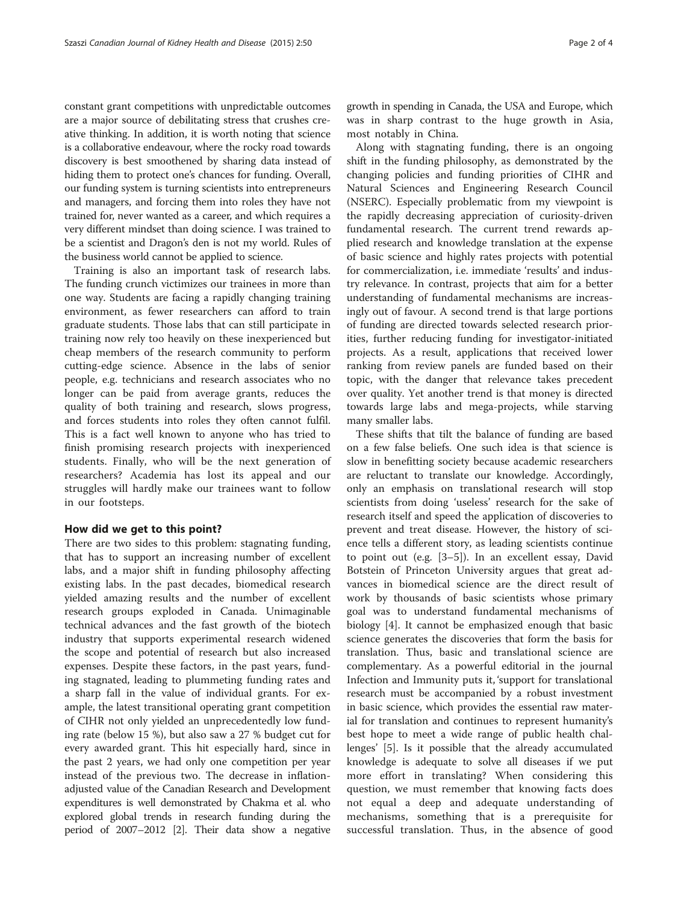constant grant competitions with unpredictable outcomes are a major source of debilitating stress that crushes creative thinking. In addition, it is worth noting that science is a collaborative endeavour, where the rocky road towards discovery is best smoothened by sharing data instead of hiding them to protect one's chances for funding. Overall, our funding system is turning scientists into entrepreneurs and managers, and forcing them into roles they have not trained for, never wanted as a career, and which requires a very different mindset than doing science. I was trained to be a scientist and Dragon's den is not my world. Rules of the business world cannot be applied to science.

Training is also an important task of research labs. The funding crunch victimizes our trainees in more than one way. Students are facing a rapidly changing training environment, as fewer researchers can afford to train graduate students. Those labs that can still participate in training now rely too heavily on these inexperienced but cheap members of the research community to perform cutting-edge science. Absence in the labs of senior people, e.g. technicians and research associates who no longer can be paid from average grants, reduces the quality of both training and research, slows progress, and forces students into roles they often cannot fulfil. This is a fact well known to anyone who has tried to finish promising research projects with inexperienced students. Finally, who will be the next generation of researchers? Academia has lost its appeal and our struggles will hardly make our trainees want to follow in our footsteps.

## How did we get to this point?

There are two sides to this problem: stagnating funding, that has to support an increasing number of excellent labs, and a major shift in funding philosophy affecting existing labs. In the past decades, biomedical research yielded amazing results and the number of excellent research groups exploded in Canada. Unimaginable technical advances and the fast growth of the biotech industry that supports experimental research widened the scope and potential of research but also increased expenses. Despite these factors, in the past years, funding stagnated, leading to plummeting funding rates and a sharp fall in the value of individual grants. For example, the latest transitional operating grant competition of CIHR not only yielded an unprecedentedly low funding rate (below 15 %), but also saw a 27 % budget cut for every awarded grant. This hit especially hard, since in the past 2 years, we had only one competition per year instead of the previous two. The decrease in inflation-adjusted value of the Canadian Research and Development expenditures is well demonstrated by Chakma et al. who explored global trends in research funding during the period of 2007–2012 [2]. Their data show a negative growth in spending in Canada, the USA and Europe, which was in sharp contrast to the huge growth in Asia, most notably in China.

Along with stagnating funding, there is an ongoing shift in the funding philosophy, as demonstrated by the changing policies and funding priorities of CIHR and Natural Sciences and Engineering Research Council (NSERC). Especially problematic from my viewpoint is the rapidly decreasing appreciation of curiosity-driven fundamental research. The current trend rewards applied research and knowledge translation at the expense of basic science and highly rates projects with potential for commercialization, i.e. immediate 'results' and industry relevance. In contrast, projects that aim for a better understanding of fundamental mechanisms are increasingly out of favour. A second trend is that large portions of funding are directed towards selected research priorities, further reducing funding for investigator-initiated projects. As a result, applications that received lower ranking from review panels are funded based on their topic, with the danger that relevance takes precedent over quality. Yet another trend is that money is directed towards large labs and mega-projects, while starving many smaller labs.

These shifts that tilt the balance of funding are based on a few false beliefs. One such idea is that science is slow in benefitting society because academic researchers are reluctant to translate our knowledge. Accordingly, only an emphasis on translational research will stop scientists from doing 'useless' research for the sake of research itself and speed the application of discoveries to prevent and treat disease. However, the history of science tells a different story, as leading scientists continue to point out (e.g. [3–5]). In an excellent essay, David Botstein of Princeton University argues that great advances in biomedical science are the direct result of work by thousands of basic scientists whose primary goal was to understand fundamental mechanisms of biology [4]. It cannot be emphasized enough that basic science generates the discoveries that form the basis for translation. Thus, basic and translational science are complementary. As a powerful editorial in the journal Infection and Immunity puts it, 'support for translational research must be accompanied by a robust investment in basic science, which provides the essential raw material for translation and continues to represent humanity's best hope to meet a wide range of public health challenges' [5]. Is it possible that the already accumulated knowledge is adequate to solve all diseases if we put more effort in translating? When considering this question, we must remember that knowing facts does not equal a deep and adequate understanding of mechanisms, something that is a prerequisite for successful translation. Thus, in the absence of good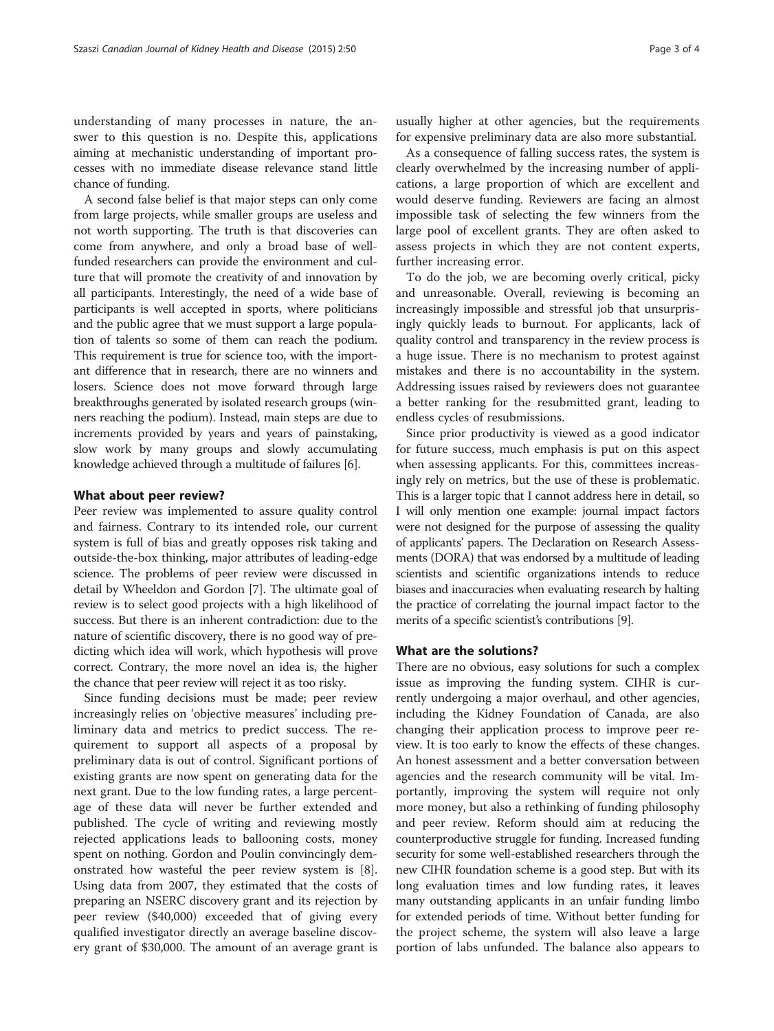understanding of many processes in nature, the answer to this question is no. Despite this, applications aiming at mechanistic understanding of important processes with no immediate disease relevance stand little chance of funding.

A second false belief is that major steps can only come from large projects, while smaller groups are useless and not worth supporting. The truth is that discoveries can come from anywhere, and only a broad base of well-funded researchers can provide the environment and culture that will promote the creativity of and innovation by all participants. Interestingly, the need of a wide base of participants is well accepted in sports, where politicians and the public agree that we must support a large population of talents so some of them can reach the podium. This requirement is true for science too, with the important difference that in research, there are no winners and losers. Science does not move forward through large breakthroughs generated by isolated research groups (winners reaching the podium). Instead, main steps are due to increments provided by years and years of painstaking, slow work by many groups and slowly accumulating knowledge achieved through a multitude of failures [6].

## What about peer review?

Peer review was implemented to assure quality control and fairness. Contrary to its intended role, our current system is full of bias and greatly opposes risk taking and outside-the-box thinking, major attributes of leading-edge science. The problems of peer review were discussed in detail by Wheeldon and Gordon [7]. The ultimate goal of review is to select good projects with a high likelihood of success. But there is an inherent contradiction: due to the nature of scientific discovery, there is no good way of predicting which idea will work, which hypothesis will prove correct. Contrary, the more novel an idea is, the higher the chance that peer review will reject it as too risky.

Since funding decisions must be made; peer review increasingly relies on 'objective measures' including preliminary data and metrics to predict success. The requirement to support all aspects of a proposal by preliminary data is out of control. Significant portions of existing grants are now spent on generating data for the next grant. Due to the low funding rates, a large percentage of these data will never be further extended and published. The cycle of writing and reviewing mostly rejected applications leads to ballooning costs, money spent on nothing. Gordon and Poulin convincingly demonstrated how wasteful the peer review system is [8]. Using data from 2007, they estimated that the costs of preparing an NSERC discovery grant and its rejection by peer review ($40,000) exceeded that of giving every qualified investigator directly an average baseline discovery grant of $30,000. The amount of an average grant is usually higher at other agencies, but the requirements for expensive preliminary data are also more substantial.

As a consequence of falling success rates, the system is clearly overwhelmed by the increasing number of applications, a large proportion of which are excellent and would deserve funding. Reviewers are facing an almost impossible task of selecting the few winners from the large pool of excellent grants. They are often asked to assess projects in which they are not content experts, further increasing error.

To do the job, we are becoming overly critical, picky and unreasonable. Overall, reviewing is becoming an increasingly impossible and stressful job that unsurprisingly quickly leads to burnout. For applicants, lack of quality control and transparency in the review process is a huge issue. There is no mechanism to protest against mistakes and there is no accountability in the system. Addressing issues raised by reviewers does not guarantee a better ranking for the resubmitted grant, leading to endless cycles of resubmissions.

Since prior productivity is viewed as a good indicator for future success, much emphasis is put on this aspect when assessing applicants. For this, committees increasingly rely on metrics, but the use of these is problematic. This is a larger topic that I cannot address here in detail, so I will only mention one example: journal impact factors were not designed for the purpose of assessing the quality of applicants' papers. The Declaration on Research Assessments (DORA) that was endorsed by a multitude of leading scientists and scientific organizations intends to reduce biases and inaccuracies when evaluating research by halting the practice of correlating the journal impact factor to the merits of a specific scientist's contributions [9].

## What are the solutions?

There are no obvious, easy solutions for such a complex issue as improving the funding system. CIHR is currently undergoing a major overhaul, and other agencies, including the Kidney Foundation of Canada, are also changing their application process to improve peer review. It is too early to know the effects of these changes. An honest assessment and a better conversation between agencies and the research community will be vital. Importantly, improving the system will require not only more money, but also a rethinking of funding philosophy and peer review. Reform should aim at reducing the counterproductive struggle for funding. Increased funding security for some well-established researchers through the new CIHR foundation scheme is a good step. But with its long evaluation times and low funding rates, it leaves many outstanding applicants in an unfair funding limbo for extended periods of time. Without better funding for the project scheme, the system will also leave a large portion of labs unfunded. The balance also appears to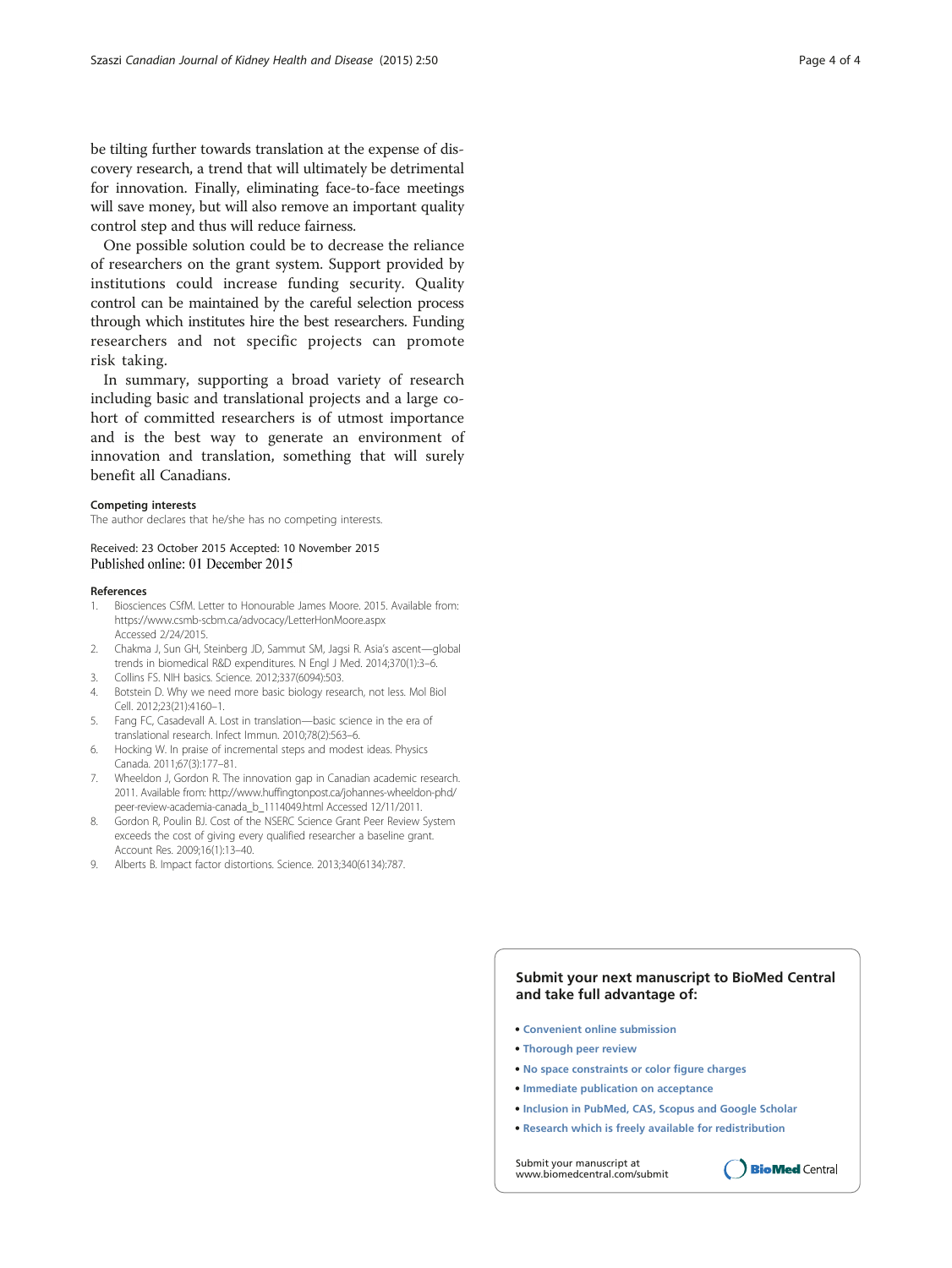be tilting further towards translation at the expense of discovery research, a trend that will ultimately be detrimental for innovation. Finally, eliminating face-to-face meetings will save money, but will also remove an important quality control step and thus will reduce fairness.

One possible solution could be to decrease the reliance of researchers on the grant system. Support provided by institutions could increase funding security. Quality control can be maintained by the careful selection process through which institutes hire the best researchers. Funding researchers and not specific projects can promote risk taking.

In summary, supporting a broad variety of research including basic and translational projects and a large cohort of committed researchers is of utmost importance and is the best way to generate an environment of innovation and translation, something that will surely benefit all Canadians.

#### Competing interests

The author declares that he/she has no competing interests.

Received: 23 October 2015 Accepted: 10 November 2015
Published online: 01 December 2015

#### References

1. Biosciences CSfM. Letter to Honourable James Moore. 2015. Available from: https://www.csmb-scbm.ca/advocacy/LetterHonMoore.aspx Accessed 2/24/2015.
2. Chakma J, Sun GH, Steinberg JD, Sammut SM, Jagsi R. Asia's ascent—global trends in biomedical R&D expenditures. N Engl J Med. 2014;370(1):3–6.
3. Collins FS. NIH basics. Science. 2012;337(6094):503.
4. Botstein D. Why we need more basic biology research, not less. Mol Biol Cell. 2012;23(21):4160–1.
5. Fang FC, Casadevall A. Lost in translation—basic science in the era of translational research. Infect Immun. 2010;78(2):563–6.
6. Hocking W. In praise of incremental steps and modest ideas. Physics Canada. 2011;67(3):177–81.
7. Wheeldon J, Gordon R. The innovation gap in Canadian academic research. 2011. Available from: http://www.huffingtonpost.ca/johannes-wheeldon-phd/peer-review-academia-canada_b_1114049.html Accessed 12/11/2011.
8. Gordon R, Poulin BJ. Cost of the NSERC Science Grant Peer Review System exceeds the cost of giving every qualified researcher a baseline grant. Account Res. 2009;16(1):13–40.
9. Alberts B. Impact factor distortions. Science. 2013;340(6134):787.

**Submit your next manuscript to BioMed Central and take full advantage of:**

- Convenient online submission
- Thorough peer review
- No space constraints or color figure charges
- Immediate publication on acceptance
- Inclusion in PubMed, CAS, Scopus and Google Scholar
- Research which is freely available for redistribution

Submit your manuscript at
www.biomedcentral.com/submit

BioMed Central